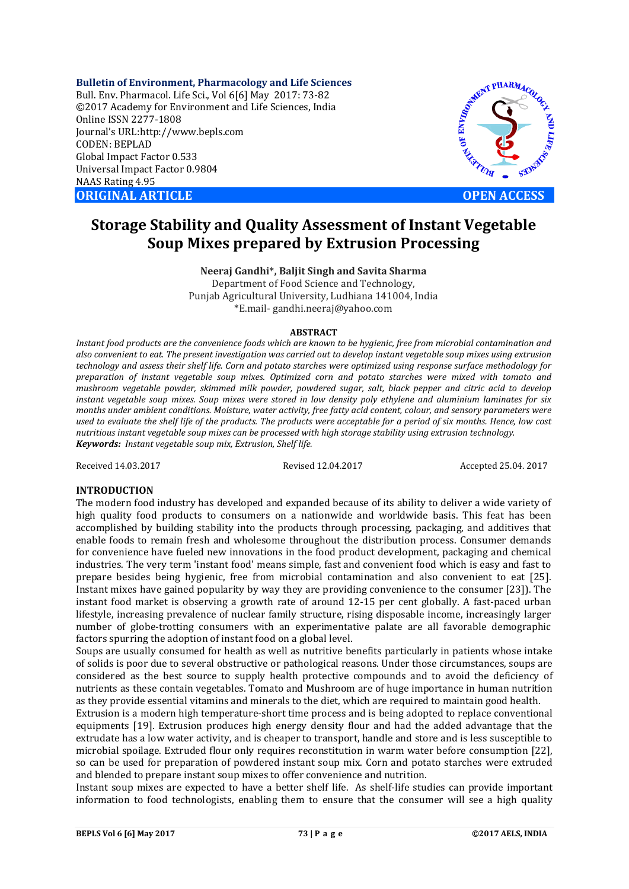**Bulletin of Environment, Pharmacology and Life Sciences**
Bull. Env. Pharmacol. Life Sci., Vol 6[6] May 2017: 73-82
©2017 Academy for Environment and Life Sciences, India
Online ISSN 2277-1808
Journal's URL:http://www.bepls.com
CODEN: BEPLAD
Global Impact Factor 0.533
Universal Impact Factor 0.9804
NAAS Rating 4.95

**ORIGINAL ARTICLE** **OPEN ACCESS**

# Storage Stability and Quality Assessment of Instant Vegetable Soup Mixes prepared by Extrusion Processing

**Neeraj Gandhi\*, Baljit Singh and Savita Sharma**
Department of Food Science and Technology,
Punjab Agricultural University, Ludhiana 141004, India
\*E.mail- gandhi.neeraj@yahoo.com

## ABSTRACT

*Instant food products are the convenience foods which are known to be hygienic, free from microbial contamination and also convenient to eat. The present investigation was carried out to develop instant vegetable soup mixes using extrusion technology and assess their shelf life. Corn and potato starches were optimized using response surface methodology for preparation of instant vegetable soup mixes. Optimized corn and potato starches were mixed with tomato and mushroom vegetable powder, skimmed milk powder, powdered sugar, salt, black pepper and citric acid to develop instant vegetable soup mixes. Soup mixes were stored in low density poly ethylene and aluminium laminates for six months under ambient conditions. Moisture, water activity, free fatty acid content, colour, and sensory parameters were used to evaluate the shelf life of the products. The products were acceptable for a period of six months. Hence, low cost nutritious instant vegetable soup mixes can be processed with high storage stability using extrusion technology.*

***Keywords:*** *Instant vegetable soup mix, Extrusion, Shelf life.*

Received 14.03.2017 Revised 12.04.2017 Accepted 25.04. 2017

## INTRODUCTION

The modern food industry has developed and expanded because of its ability to deliver a wide variety of high quality food products to consumers on a nationwide and worldwide basis. This feat has been accomplished by building stability into the products through processing, packaging, and additives that enable foods to remain fresh and wholesome throughout the distribution process. Consumer demands for convenience have fueled new innovations in the food product development, packaging and chemical industries. The very term 'instant food' means simple, fast and convenient food which is easy and fast to prepare besides being hygienic, free from microbial contamination and also convenient to eat [25]. Instant mixes have gained popularity by way they are providing convenience to the consumer [23]). The instant food market is observing a growth rate of around 12-15 per cent globally. A fast-paced urban lifestyle, increasing prevalence of nuclear family structure, rising disposable income, increasingly larger number of globe-trotting consumers with an experimentative palate are all favorable demographic factors spurring the adoption of instant food on a global level.

Soups are usually consumed for health as well as nutritive benefits particularly in patients whose intake of solids is poor due to several obstructive or pathological reasons. Under those circumstances, soups are considered as the best source to supply health protective compounds and to avoid the deficiency of nutrients as these contain vegetables. Tomato and Mushroom are of huge importance in human nutrition as they provide essential vitamins and minerals to the diet, which are required to maintain good health.

Extrusion is a modern high temperature-short time process and is being adopted to replace conventional equipments [19]. Extrusion produces high energy density flour and had the added advantage that the extrudate has a low water activity, and is cheaper to transport, handle and store and is less susceptible to microbial spoilage. Extruded flour only requires reconstitution in warm water before consumption [22], so can be used for preparation of powdered instant soup mix. Corn and potato starches were extruded and blended to prepare instant soup mixes to offer convenience and nutrition.

Instant soup mixes are expected to have a better shelf life. As shelf-life studies can provide important information to food technologists, enabling them to ensure that the consumer will see a high quality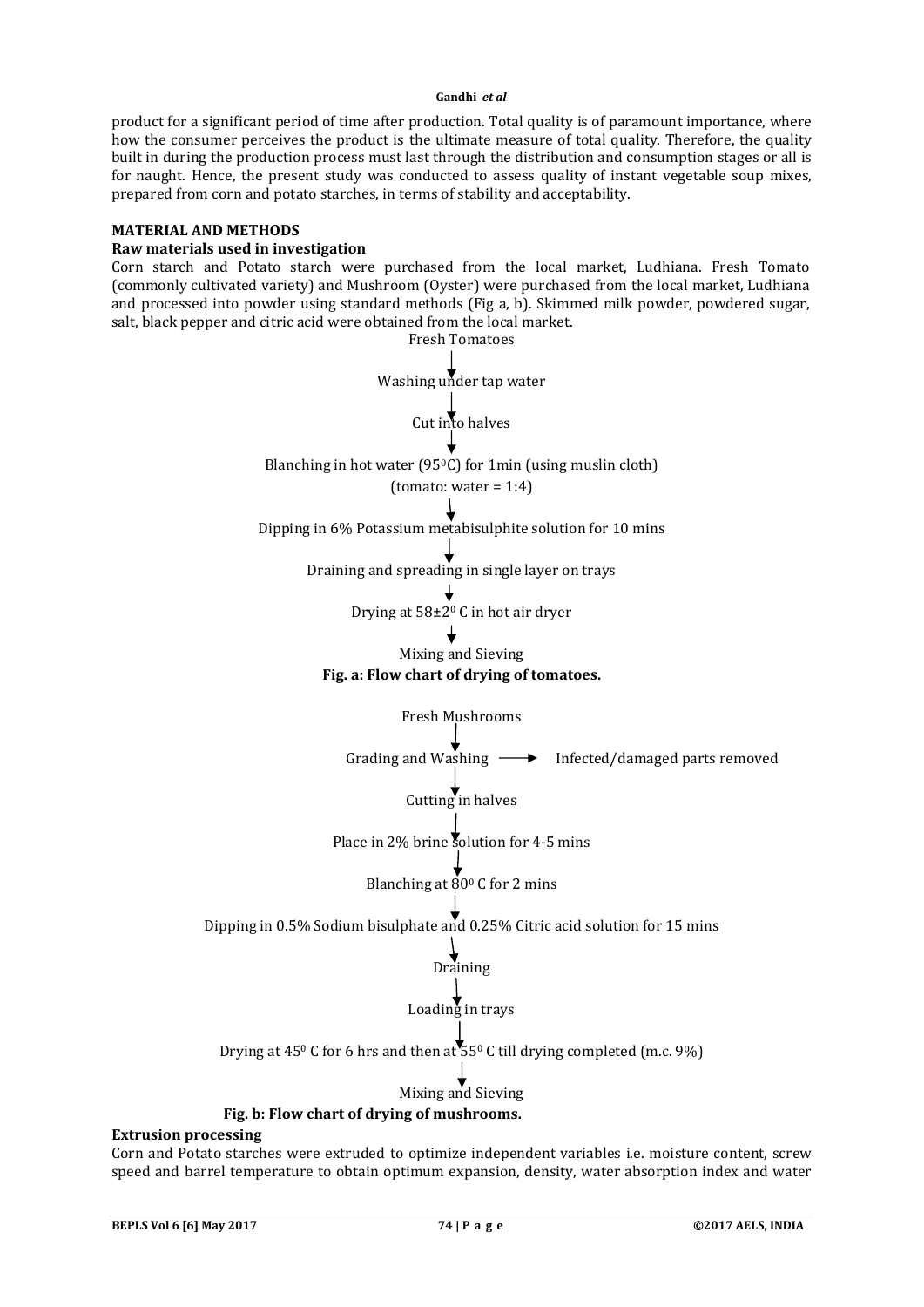product for a significant period of time after production. Total quality is of paramount importance, where how the consumer perceives the product is the ultimate measure of total quality. Therefore, the quality built in during the production process must last through the distribution and consumption stages or all is for naught. Hence, the present study was conducted to assess quality of instant vegetable soup mixes, prepared from corn and potato starches, in terms of stability and acceptability.

## MATERIAL AND METHODS

### Raw materials used in investigation

Corn starch and Potato starch were purchased from the local market, Ludhiana. Fresh Tomato (commonly cultivated variety) and Mushroom (Oyster) were purchased from the local market, Ludhiana and processed into powder using standard methods (Fig a, b). Skimmed milk powder, powdered sugar, salt, black pepper and citric acid were obtained from the local market.

Fresh Tomatoes
↓
Washing under tap water
↓
Cut into halves
↓
Blanching in hot water (95$^0$C) for 1min (using muslin cloth) (tomato: water = 1:4)
↓
Dipping in 6% Potassium metabisulphite solution for 10 mins
↓
Draining and spreading in single layer on trays
↓
Drying at 58±2$^0$ C in hot air dryer
↓
Mixing and Sieving

**Fig. a: Flow chart of drying of tomatoes.**

Fresh Mushrooms
↓
Grading and Washing ⟶ Infected/damaged parts removed
↓
Cutting in halves
↓
Place in 2% brine solution for 4-5 mins
↓
Blanching at 80$^0$ C for 2 mins
↓
Dipping in 0.5% Sodium bisulphate and 0.25% Citric acid solution for 15 mins
↓
Draining
↓
Loading in trays
↓
Drying at 45$^0$ C for 6 hrs and then at 55$^0$ C till drying completed (m.c. 9%)
↓
Mixing and Sieving

**Fig. b: Flow chart of drying of mushrooms.**

### Extrusion processing

Corn and Potato starches were extruded to optimize independent variables i.e. moisture content, screw speed and barrel temperature to obtain optimum expansion, density, water absorption index and water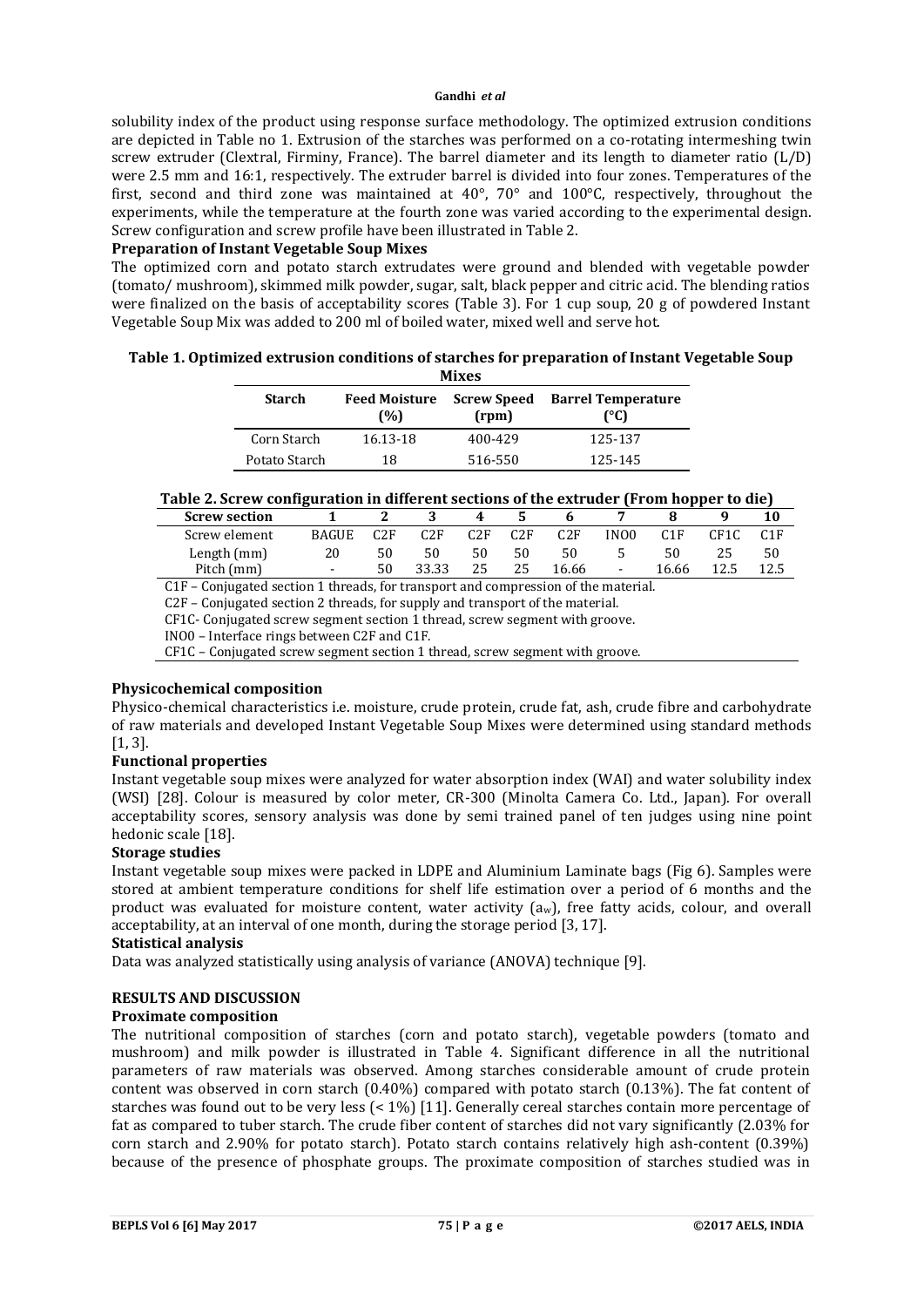solubility index of the product using response surface methodology. The optimized extrusion conditions are depicted in Table no 1. Extrusion of the starches was performed on a co-rotating intermeshing twin screw extruder (Clextral, Firminy, France). The barrel diameter and its length to diameter ratio (L/D) were 2.5 mm and 16:1, respectively. The extruder barrel is divided into four zones. Temperatures of the first, second and third zone was maintained at 40°, 70° and 100°C, respectively, throughout the experiments, while the temperature at the fourth zone was varied according to the experimental design. Screw configuration and screw profile have been illustrated in Table 2.

**Preparation of Instant Vegetable Soup Mixes**

The optimized corn and potato starch extrudates were ground and blended with vegetable powder (tomato/ mushroom), skimmed milk powder, sugar, salt, black pepper and citric acid. The blending ratios were finalized on the basis of acceptability scores (Table 3). For 1 cup soup, 20 g of powdered Instant Vegetable Soup Mix was added to 200 ml of boiled water, mixed well and serve hot.

**Table 1. Optimized extrusion conditions of starches for preparation of Instant Vegetable Soup Mixes**

| Starch | Feed Moisture (%) | Screw Speed (rpm) | Barrel Temperature (°C) |
|---|---|---|---|
| Corn Starch | 16.13-18 | 400-429 | 125-137 |
| Potato Starch | 18 | 516-550 | 125-145 |

**Table 2. Screw configuration in different sections of the extruder (From hopper to die)**

| Screw section | 1 | 2 | 3 | 4 | 5 | 6 | 7 | 8 | 9 | 10 |
|---|---|---|---|---|---|---|---|---|---|---|
| Screw element | BAGUE | C2F | C2F | C2F | C2F | C2F | INO0 | C1F | CF1C | C1F |
| Length (mm) | 20 | 50 | 50 | 50 | 50 | 50 | 5 | 50 | 25 | 50 |
| Pitch (mm) | - | 50 | 33.33 | 25 | 25 | 16.66 | - | 16.66 | 12.5 | 12.5 |

C1F – Conjugated section 1 threads, for transport and compression of the material.
C2F – Conjugated section 2 threads, for supply and transport of the material.
CF1C- Conjugated screw segment section 1 thread, screw segment with groove.
INO0 – Interface rings between C2F and C1F.
CF1C – Conjugated screw segment section 1 thread, screw segment with groove.

**Physicochemical composition**

Physico-chemical characteristics i.e. moisture, crude protein, crude fat, ash, crude fibre and carbohydrate of raw materials and developed Instant Vegetable Soup Mixes were determined using standard methods [1, 3].

**Functional properties**

Instant vegetable soup mixes were analyzed for water absorption index (WAI) and water solubility index (WSI) [28]. Colour is measured by color meter, CR-300 (Minolta Camera Co. Ltd., Japan). For overall acceptability scores, sensory analysis was done by semi trained panel of ten judges using nine point hedonic scale [18].

**Storage studies**

Instant vegetable soup mixes were packed in LDPE and Aluminium Laminate bags (Fig 6). Samples were stored at ambient temperature conditions for shelf life estimation over a period of 6 months and the product was evaluated for moisture content, water activity ($a_w$), free fatty acids, colour, and overall acceptability, at an interval of one month, during the storage period [3, 17].

**Statistical analysis**

Data was analyzed statistically using analysis of variance (ANOVA) technique [9].

## RESULTS AND DISCUSSION

**Proximate composition**

The nutritional composition of starches (corn and potato starch), vegetable powders (tomato and mushroom) and milk powder is illustrated in Table 4. Significant difference in all the nutritional parameters of raw materials was observed. Among starches considerable amount of crude protein content was observed in corn starch (0.40%) compared with potato starch (0.13%). The fat content of starches was found out to be very less (< 1%) [11]. Generally cereal starches contain more percentage of fat as compared to tuber starch. The crude fiber content of starches did not vary significantly (2.03% for corn starch and 2.90% for potato starch). Potato starch contains relatively high ash-content (0.39%) because of the presence of phosphate groups. The proximate composition of starches studied was in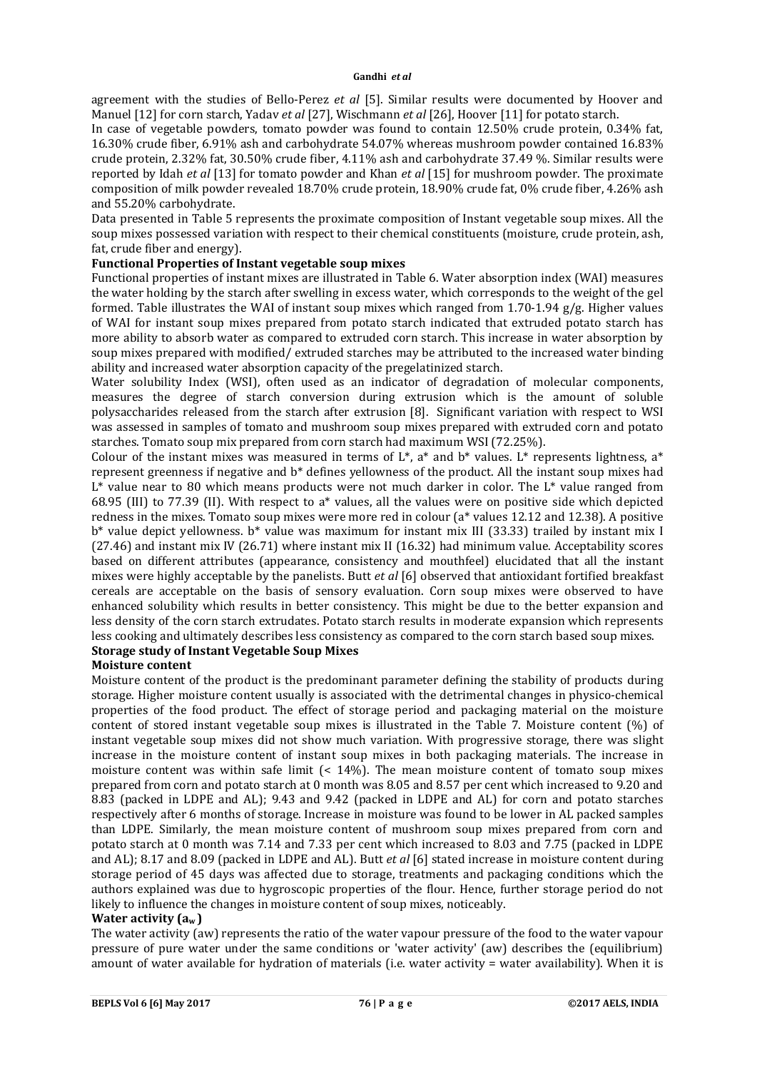agreement with the studies of Bello-Perez *et al* [5]. Similar results were documented by Hoover and Manuel [12] for corn starch, Yadav *et al* [27], Wischmann *et al* [26], Hoover [11] for potato starch.

In case of vegetable powders, tomato powder was found to contain 12.50% crude protein, 0.34% fat, 16.30% crude fiber, 6.91% ash and carbohydrate 54.07% whereas mushroom powder contained 16.83% crude protein, 2.32% fat, 30.50% crude fiber, 4.11% ash and carbohydrate 37.49 %. Similar results were reported by Idah *et al* [13] for tomato powder and Khan *et al* [15] for mushroom powder. The proximate composition of milk powder revealed 18.70% crude protein, 18.90% crude fat, 0% crude fiber, 4.26% ash and 55.20% carbohydrate.

Data presented in Table 5 represents the proximate composition of Instant vegetable soup mixes. All the soup mixes possessed variation with respect to their chemical constituents (moisture, crude protein, ash, fat, crude fiber and energy).

**Functional Properties of Instant vegetable soup mixes**

Functional properties of instant mixes are illustrated in Table 6. Water absorption index (WAI) measures the water holding by the starch after swelling in excess water, which corresponds to the weight of the gel formed. Table illustrates the WAI of instant soup mixes which ranged from 1.70-1.94 g/g. Higher values of WAI for instant soup mixes prepared from potato starch indicated that extruded potato starch has more ability to absorb water as compared to extruded corn starch. This increase in water absorption by soup mixes prepared with modified/ extruded starches may be attributed to the increased water binding ability and increased water absorption capacity of the pregelatinized starch.

Water solubility Index (WSI), often used as an indicator of degradation of molecular components, measures the degree of starch conversion during extrusion which is the amount of soluble polysaccharides released from the starch after extrusion [8]. Significant variation with respect to WSI was assessed in samples of tomato and mushroom soup mixes prepared with extruded corn and potato starches. Tomato soup mix prepared from corn starch had maximum WSI (72.25%).

Colour of the instant mixes was measured in terms of L*, a* and b* values. L* represents lightness, a* represent greenness if negative and b* defines yellowness of the product. All the instant soup mixes had L* value near to 80 which means products were not much darker in color. The L* value ranged from 68.95 (III) to 77.39 (II). With respect to a* values, all the values were on positive side which depicted redness in the mixes. Tomato soup mixes were more red in colour (a* values 12.12 and 12.38). A positive b* value depict yellowness. b* value was maximum for instant mix III (33.33) trailed by instant mix I (27.46) and instant mix IV (26.71) where instant mix II (16.32) had minimum value. Acceptability scores based on different attributes (appearance, consistency and mouthfeel) elucidated that all the instant mixes were highly acceptable by the panelists. Butt *et al* [6] observed that antioxidant fortified breakfast cereals are acceptable on the basis of sensory evaluation. Corn soup mixes were observed to have enhanced solubility which results in better consistency. This might be due to the better expansion and less density of the corn starch extrudates. Potato starch results in moderate expansion which represents less cooking and ultimately describes less consistency as compared to the corn starch based soup mixes.

**Storage study of Instant Vegetable Soup Mixes**

**Moisture content**

Moisture content of the product is the predominant parameter defining the stability of products during storage. Higher moisture content usually is associated with the detrimental changes in physico-chemical properties of the food product. The effect of storage period and packaging material on the moisture content of stored instant vegetable soup mixes is illustrated in the Table 7. Moisture content (%) of instant vegetable soup mixes did not show much variation. With progressive storage, there was slight increase in the moisture content of instant soup mixes in both packaging materials. The increase in moisture content was within safe limit (< 14%). The mean moisture content of tomato soup mixes prepared from corn and potato starch at 0 month was 8.05 and 8.57 per cent which increased to 9.20 and 8.83 (packed in LDPE and AL); 9.43 and 9.42 (packed in LDPE and AL) for corn and potato starches respectively after 6 months of storage. Increase in moisture was found to be lower in AL packed samples than LDPE. Similarly, the mean moisture content of mushroom soup mixes prepared from corn and potato starch at 0 month was 7.14 and 7.33 per cent which increased to 8.03 and 7.75 (packed in LDPE and AL); 8.17 and 8.09 (packed in LDPE and AL). Butt *et al* [6] stated increase in moisture content during storage period of 45 days was affected due to storage, treatments and packaging conditions which the authors explained was due to hygroscopic properties of the flour. Hence, further storage period do not likely to influence the changes in moisture content of soup mixes, noticeably.

**Water activity ($a_w$)**

The water activity (aw) represents the ratio of the water vapour pressure of the food to the water vapour pressure of pure water under the same conditions or 'water activity' (aw) describes the (equilibrium) amount of water available for hydration of materials (i.e. water activity = water availability). When it is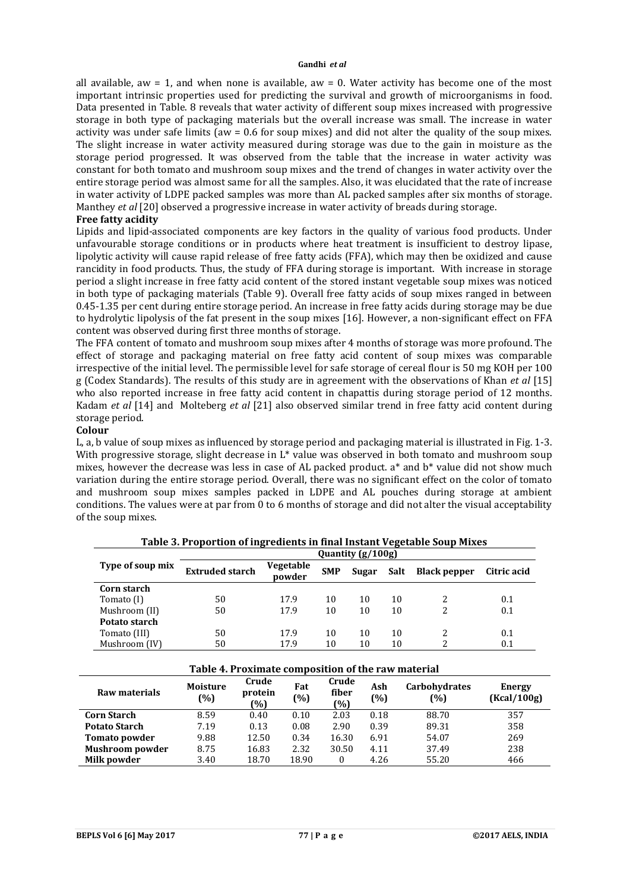all available, aw = 1, and when none is available, aw = 0. Water activity has become one of the most important intrinsic properties used for predicting the survival and growth of microorganisms in food. Data presented in Table. 8 reveals that water activity of different soup mixes increased with progressive storage in both type of packaging materials but the overall increase was small. The increase in water activity was under safe limits (aw = 0.6 for soup mixes) and did not alter the quality of the soup mixes. The slight increase in water activity measured during storage was due to the gain in moisture as the storage period progressed. It was observed from the table that the increase in water activity was constant for both tomato and mushroom soup mixes and the trend of changes in water activity over the entire storage period was almost same for all the samples. Also, it was elucidated that the rate of increase in water activity of LDPE packed samples was more than AL packed samples after six months of storage. Manthey *et al* [20] observed a progressive increase in water activity of breads during storage.

**Free fatty acidity**

Lipids and lipid-associated components are key factors in the quality of various food products. Under unfavourable storage conditions or in products where heat treatment is insufficient to destroy lipase, lipolytic activity will cause rapid release of free fatty acids (FFA), which may then be oxidized and cause rancidity in food products. Thus, the study of FFA during storage is important. With increase in storage period a slight increase in free fatty acid content of the stored instant vegetable soup mixes was noticed in both type of packaging materials (Table 9). Overall free fatty acids of soup mixes ranged in between 0.45-1.35 per cent during entire storage period. An increase in free fatty acids during storage may be due to hydrolytic lipolysis of the fat present in the soup mixes [16]. However, a non-significant effect on FFA content was observed during first three months of storage.

The FFA content of tomato and mushroom soup mixes after 4 months of storage was more profound. The effect of storage and packaging material on free fatty acid content of soup mixes was comparable irrespective of the initial level. The permissible level for safe storage of cereal flour is 50 mg KOH per 100 g (Codex Standards). The results of this study are in agreement with the observations of Khan *et al* [15] who also reported increase in free fatty acid content in chapattis during storage period of 12 months. Kadam *et al* [14] and Molteberg *et al* [21] also observed similar trend in free fatty acid content during storage period.

**Colour**

L, a, b value of soup mixes as influenced by storage period and packaging material is illustrated in Fig. 1-3. With progressive storage, slight decrease in L* value was observed in both tomato and mushroom soup mixes, however the decrease was less in case of AL packed product. a* and b* value did not show much variation during the entire storage period. Overall, there was no significant effect on the color of tomato and mushroom soup mixes samples packed in LDPE and AL pouches during storage at ambient conditions. The values were at par from 0 to 6 months of storage and did not alter the visual acceptability of the soup mixes.

**Table 3. Proportion of ingredients in final Instant Vegetable Soup Mixes**

| Type of soup mix | Quantity (g/100g) | | | | | | |
|---|---|---|---|---|---|---|---|
| | Extruded starch | Vegetable powder | SMP | Sugar | Salt | Black pepper | Citric acid |
| **Corn starch** | | | | | | | |
| Tomato (I) | 50 | 17.9 | 10 | 10 | 10 | 2 | 0.1 |
| Mushroom (II) | 50 | 17.9 | 10 | 10 | 10 | 2 | 0.1 |
| **Potato starch** | | | | | | | |
| Tomato (III) | 50 | 17.9 | 10 | 10 | 10 | 2 | 0.1 |
| Mushroom (IV) | 50 | 17.9 | 10 | 10 | 10 | 2 | 0.1 |

**Table 4. Proximate composition of the raw material**

| Raw materials | Moisture (%) | Crude protein (%) | Fat (%) | Crude fiber (%) | Ash (%) | Carbohydrates (%) | Energy (Kcal/100g) |
|---|---|---|---|---|---|---|---|
| **Corn Starch** | 8.59 | 0.40 | 0.10 | 2.03 | 0.18 | 88.70 | 357 |
| **Potato Starch** | 7.19 | 0.13 | 0.08 | 2.90 | 0.39 | 89.31 | 358 |
| **Tomato powder** | 9.88 | 12.50 | 0.34 | 16.30 | 6.91 | 54.07 | 269 |
| **Mushroom powder** | 8.75 | 16.83 | 2.32 | 30.50 | 4.11 | 37.49 | 238 |
| **Milk powder** | 3.40 | 18.70 | 18.90 | 0 | 4.26 | 55.20 | 466 |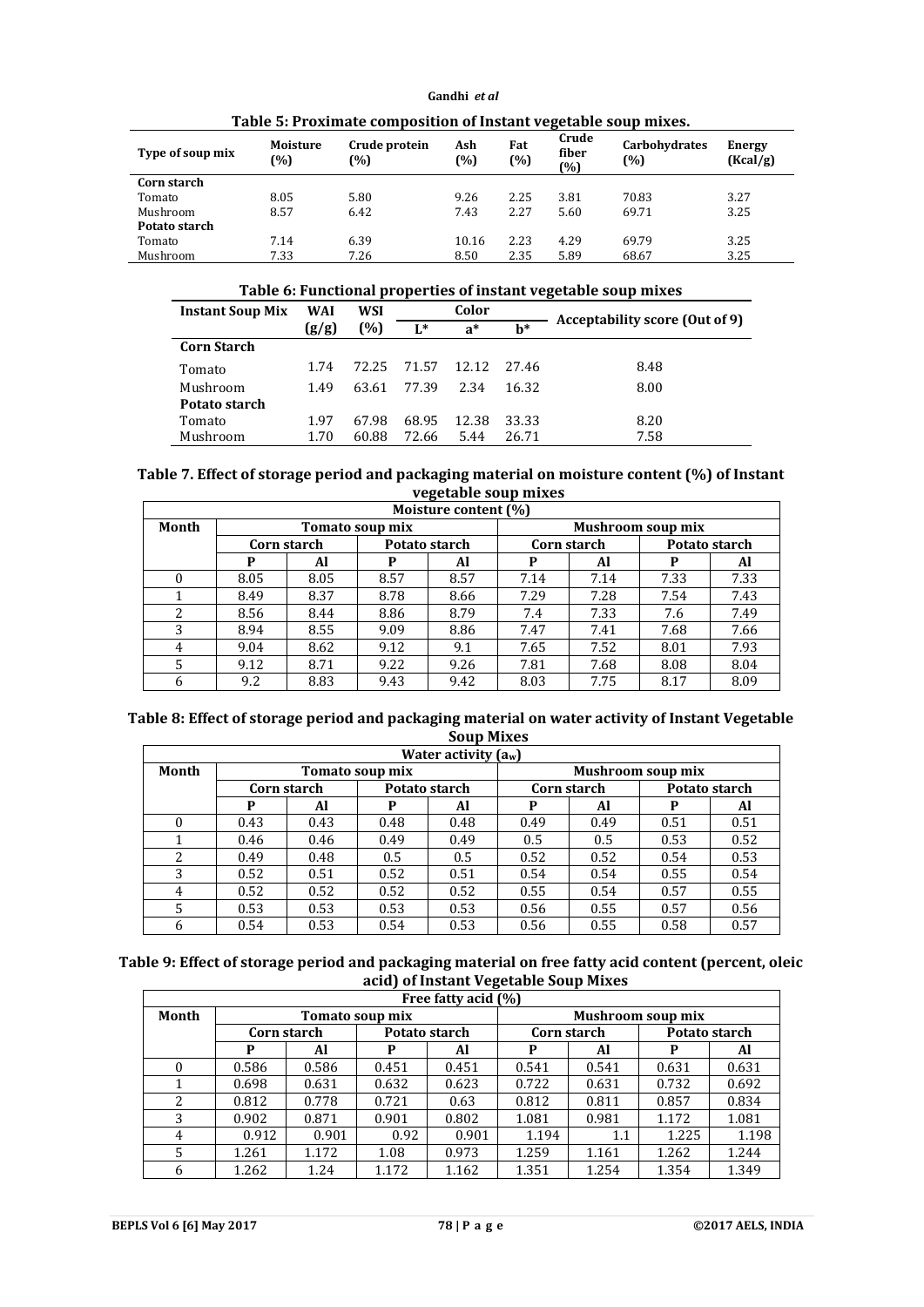**Table 5: Proximate composition of Instant vegetable soup mixes.**

| Type of soup mix | Moisture (%) | Crude protein (%) | Ash (%) | Fat (%) | Crude fiber (%) | Carbohydrates (%) | Energy (Kcal/g) |
|---|---|---|---|---|---|---|---|
| **Corn starch** | | | | | | | |
| Tomato | 8.05 | 5.80 | 9.26 | 2.25 | 3.81 | 70.83 | 3.27 |
| Mushroom | 8.57 | 6.42 | 7.43 | 2.27 | 5.60 | 69.71 | 3.25 |
| **Potato starch** | | | | | | | |
| Tomato | 7.14 | 6.39 | 10.16 | 2.23 | 4.29 | 69.79 | 3.25 |
| Mushroom | 7.33 | 7.26 | 8.50 | 2.35 | 5.89 | 68.67 | 3.25 |

**Table 6: Functional properties of instant vegetable soup mixes**

| Instant Soup Mix | WAI (g/g) | WSI (%) | Color | | | Acceptability score (Out of 9) |
|---|---|---|---|---|---|---|
| | | | L* | a* | b* | |
| **Corn Starch** | | | | | | |
| Tomato | 1.74 | 72.25 | 71.57 | 12.12 | 27.46 | 8.48 |
| Mushroom | 1.49 | 63.61 | 77.39 | 2.34 | 16.32 | 8.00 |
| **Potato starch** | | | | | | |
| Tomato | 1.97 | 67.98 | 68.95 | 12.38 | 33.33 | 8.20 |
| Mushroom | 1.70 | 60.88 | 72.66 | 5.44 | 26.71 | 7.58 |

**Table 7. Effect of storage period and packaging material on moisture content (%) of Instant vegetable soup mixes**

| Moisture content (%) | | | | | | | | |
|---|---|---|---|---|---|---|---|---|
| Month | Tomato soup mix | | | | Mushroom soup mix | | | |
| | Corn starch | | Potato starch | | Corn starch | | Potato starch | |
| | P | Al | P | Al | P | Al | P | Al |
| 0 | 8.05 | 8.05 | 8.57 | 8.57 | 7.14 | 7.14 | 7.33 | 7.33 |
| 1 | 8.49 | 8.37 | 8.78 | 8.66 | 7.29 | 7.28 | 7.54 | 7.43 |
| 2 | 8.56 | 8.44 | 8.86 | 8.79 | 7.4 | 7.33 | 7.6 | 7.49 |
| 3 | 8.94 | 8.55 | 9.09 | 8.86 | 7.47 | 7.41 | 7.68 | 7.66 |
| 4 | 9.04 | 8.62 | 9.12 | 9.1 | 7.65 | 7.52 | 8.01 | 7.93 |
| 5 | 9.12 | 8.71 | 9.22 | 9.26 | 7.81 | 7.68 | 8.08 | 8.04 |
| 6 | 9.2 | 8.83 | 9.43 | 9.42 | 8.03 | 7.75 | 8.17 | 8.09 |

**Table 8: Effect of storage period and packaging material on water activity of Instant Vegetable Soup Mixes**

| Water activity ($a_w$) | | | | | | | | |
|---|---|---|---|---|---|---|---|---|
| Month | Tomato soup mix | | | | Mushroom soup mix | | | |
| | Corn starch | | Potato starch | | Corn starch | | Potato starch | |
| | P | Al | P | Al | P | Al | P | Al |
| 0 | 0.43 | 0.43 | 0.48 | 0.48 | 0.49 | 0.49 | 0.51 | 0.51 |
| 1 | 0.46 | 0.46 | 0.49 | 0.49 | 0.5 | 0.5 | 0.53 | 0.52 |
| 2 | 0.49 | 0.48 | 0.5 | 0.5 | 0.52 | 0.52 | 0.54 | 0.53 |
| 3 | 0.52 | 0.51 | 0.52 | 0.51 | 0.54 | 0.54 | 0.55 | 0.54 |
| 4 | 0.52 | 0.52 | 0.52 | 0.52 | 0.55 | 0.54 | 0.57 | 0.55 |
| 5 | 0.53 | 0.53 | 0.53 | 0.53 | 0.56 | 0.55 | 0.57 | 0.56 |
| 6 | 0.54 | 0.53 | 0.54 | 0.53 | 0.56 | 0.55 | 0.58 | 0.57 |

**Table 9: Effect of storage period and packaging material on free fatty acid content (percent, oleic acid) of Instant Vegetable Soup Mixes**

| Free fatty acid (%) | | | | | | | | |
|---|---|---|---|---|---|---|---|---|
| Month | Tomato soup mix | | | | Mushroom soup mix | | | |
| | Corn starch | | Potato starch | | Corn starch | | Potato starch | |
| | P | Al | P | Al | P | Al | P | Al |
| 0 | 0.586 | 0.586 | 0.451 | 0.451 | 0.541 | 0.541 | 0.631 | 0.631 |
| 1 | 0.698 | 0.631 | 0.632 | 0.623 | 0.722 | 0.631 | 0.732 | 0.692 |
| 2 | 0.812 | 0.778 | 0.721 | 0.63 | 0.812 | 0.811 | 0.857 | 0.834 |
| 3 | 0.902 | 0.871 | 0.901 | 0.802 | 1.081 | 0.981 | 1.172 | 1.081 |
| 4 | 0.912 | 0.901 | 0.92 | 0.901 | 1.194 | 1.1 | 1.225 | 1.198 |
| 5 | 1.261 | 1.172 | 1.08 | 0.973 | 1.259 | 1.161 | 1.262 | 1.244 |
| 6 | 1.262 | 1.24 | 1.172 | 1.162 | 1.351 | 1.254 | 1.354 | 1.349 |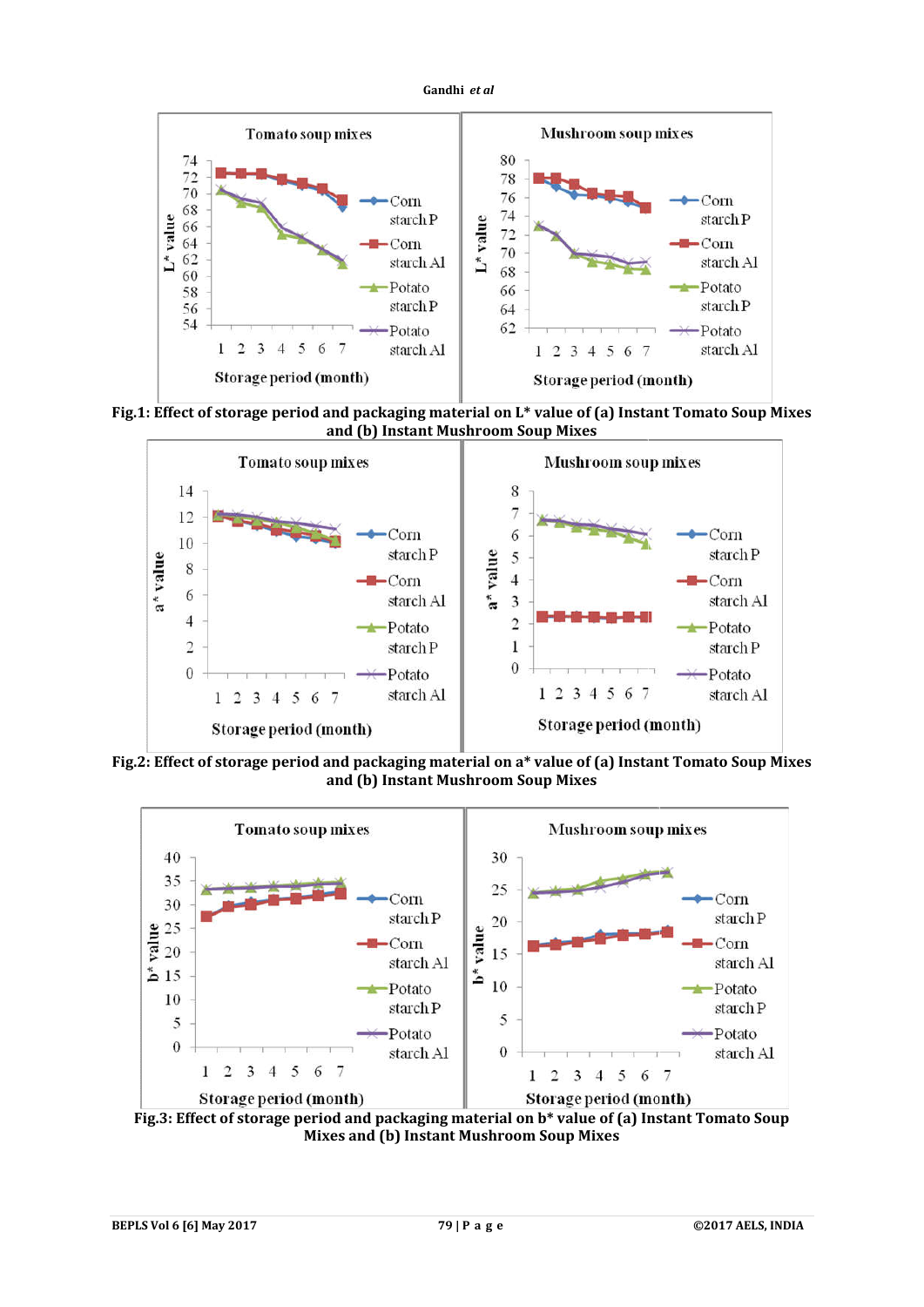Fig.1: Effect of storage period and packaging material on L* value of (a) Instant Tomato Soup Mixes and (b) Instant Mushroom Soup Mixes

Fig.2: Effect of storage period and packaging material on a* value of (a) Instant Tomato Soup Mixes and (b) Instant Mushroom Soup Mixes

Fig.3: Effect of storage period and packaging material on b* value of (a) Instant Tomato Soup Mixes and (b) Instant Mushroom Soup Mixes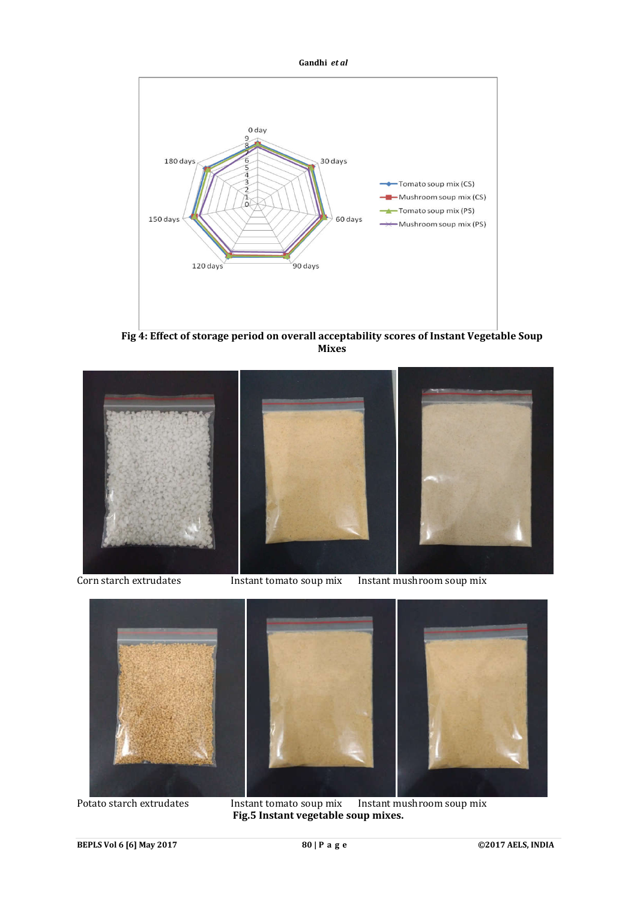**Fig 4: Effect of storage period on overall acceptability scores of Instant Vegetable Soup Mixes**

Corn starch extrudates     Instant tomato soup mix     Instant mushroom soup mix

Potato starch extrudates     Instant tomato soup mix     Instant mushroom soup mix

**Fig.5 Instant vegetable soup mixes.**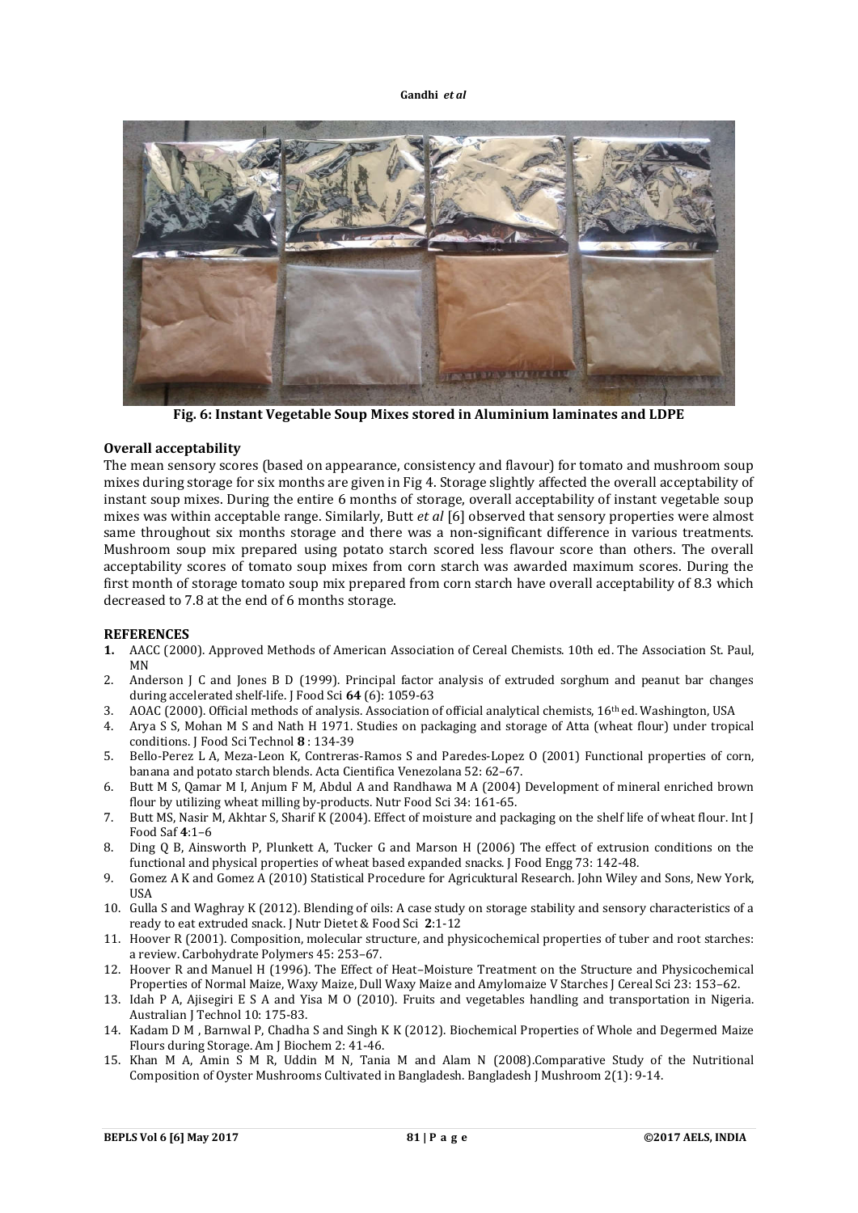Fig. 6: Instant Vegetable Soup Mixes stored in Aluminium laminates and LDPE

### Overall acceptability

The mean sensory scores (based on appearance, consistency and flavour) for tomato and mushroom soup mixes during storage for six months are given in Fig 4. Storage slightly affected the overall acceptability of instant soup mixes. During the entire 6 months of storage, overall acceptability of instant vegetable soup mixes was within acceptable range. Similarly, Butt *et al* [6] observed that sensory properties were almost same throughout six months storage and there was a non-significant difference in various treatments. Mushroom soup mix prepared using potato starch scored less flavour score than others. The overall acceptability scores of tomato soup mixes from corn starch was awarded maximum scores. During the first month of storage tomato soup mix prepared from corn starch have overall acceptability of 8.3 which decreased to 7.8 at the end of 6 months storage.

### REFERENCES

1. AACC (2000). Approved Methods of American Association of Cereal Chemists. 10th ed. The Association St. Paul, MN
2. Anderson J C and Jones B D (1999). Principal factor analysis of extruded sorghum and peanut bar changes during accelerated shelf-life. J Food Sci **64** (6): 1059-63
3. AOAC (2000). Official methods of analysis. Association of official analytical chemists, 16th ed. Washington, USA
4. Arya S S, Mohan M S and Nath H 1971. Studies on packaging and storage of Atta (wheat flour) under tropical conditions. J Food Sci Technol **8** : 134-39
5. Bello-Perez L A, Meza-Leon K, Contreras-Ramos S and Paredes-Lopez O (2001) Functional properties of corn, banana and potato starch blends. Acta Cientifica Venezolana 52: 62–67.
6. Butt M S, Qamar M I, Anjum F M, Abdul A and Randhawa M A (2004) Development of mineral enriched brown flour by utilizing wheat milling by-products. Nutr Food Sci 34: 161-65.
7. Butt MS, Nasir M, Akhtar S, Sharif K (2004). Effect of moisture and packaging on the shelf life of wheat flour. Int J Food Saf **4**:1–6
8. Ding Q B, Ainsworth P, Plunkett A, Tucker G and Marson H (2006) The effect of extrusion conditions on the functional and physical properties of wheat based expanded snacks. J Food Engg 73: 142-48.
9. Gomez A K and Gomez A (2010) Statistical Procedure for Agricuktural Research. John Wiley and Sons, New York, USA
10. Gulla S and Waghray K (2012). Blending of oils: A case study on storage stability and sensory characteristics of a ready to eat extruded snack. J Nutr Dietet & Food Sci **2**:1-12
11. Hoover R (2001). Composition, molecular structure, and physicochemical properties of tuber and root starches: a review. Carbohydrate Polymers 45: 253–67.
12. Hoover R and Manuel H (1996). The Effect of Heat–Moisture Treatment on the Structure and Physicochemical Properties of Normal Maize, Waxy Maize, Dull Waxy Maize and Amylomaize V Starches J Cereal Sci 23: 153–62.
13. Idah P A, Ajisegiri E S A and Yisa M O (2010). Fruits and vegetables handling and transportation in Nigeria. Australian J Technol 10: 175-83.
14. Kadam D M , Barnwal P, Chadha S and Singh K K (2012). Biochemical Properties of Whole and Degermed Maize Flours during Storage. Am J Biochem 2: 41-46.
15. Khan M A, Amin S M R, Uddin M N, Tania M and Alam N (2008).Comparative Study of the Nutritional Composition of Oyster Mushrooms Cultivated in Bangladesh. Bangladesh J Mushroom 2(1): 9-14.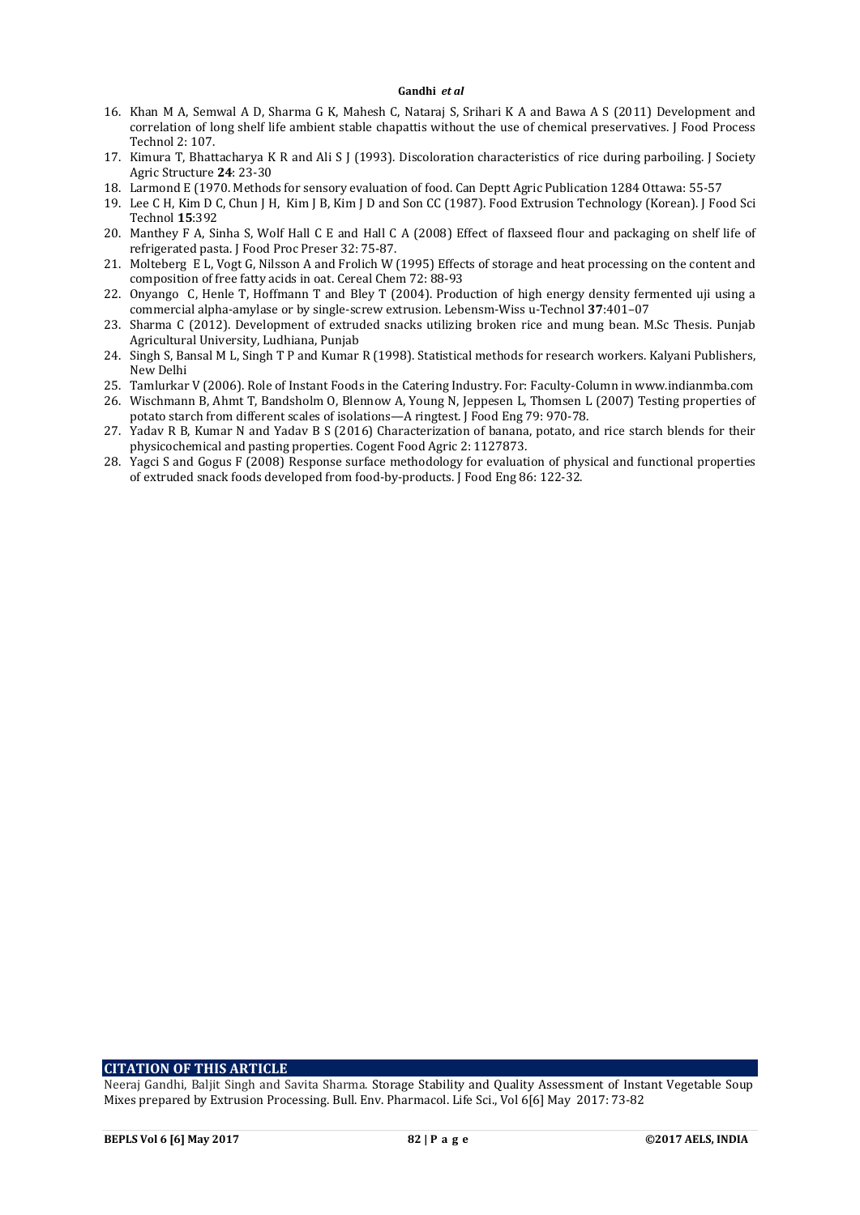16. Khan M A, Semwal A D, Sharma G K, Mahesh C, Nataraj S, Srihari K A and Bawa A S (2011) Development and correlation of long shelf life ambient stable chapattis without the use of chemical preservatives. J Food Process Technol 2: 107.
17. Kimura T, Bhattacharya K R and Ali S J (1993). Discoloration characteristics of rice during parboiling. J Society Agric Structure **24**: 23-30
18. Larmond E (1970. Methods for sensory evaluation of food. Can Deptt Agric Publication 1284 Ottawa: 55-57
19. Lee C H, Kim D C, Chun J H, Kim J B, Kim J D and Son CC (1987). Food Extrusion Technology (Korean). J Food Sci Technol **15**:392
20. Manthey F A, Sinha S, Wolf Hall C E and Hall C A (2008) Effect of flaxseed flour and packaging on shelf life of refrigerated pasta. J Food Proc Preser 32: 75-87.
21. Molteberg E L, Vogt G, Nilsson A and Frolich W (1995) Effects of storage and heat processing on the content and composition of free fatty acids in oat. Cereal Chem 72: 88-93
22. Onyango C, Henle T, Hoffmann T and Bley T (2004). Production of high energy density fermented uji using a commercial alpha-amylase or by single-screw extrusion. Lebensm-Wiss u-Technol **37**:401–07
23. Sharma C (2012). Development of extruded snacks utilizing broken rice and mung bean. M.Sc Thesis. Punjab Agricultural University, Ludhiana, Punjab
24. Singh S, Bansal M L, Singh T P and Kumar R (1998). Statistical methods for research workers. Kalyani Publishers, New Delhi
25. Tamlurkar V (2006). Role of Instant Foods in the Catering Industry. For: Faculty-Column in www.indianmba.com
26. Wischmann B, Ahmt T, Bandsholm O, Blennow A, Young N, Jeppesen L, Thomsen L (2007) Testing properties of potato starch from different scales of isolations—A ringtest. J Food Eng 79: 970-78.
27. Yadav R B, Kumar N and Yadav B S (2016) Characterization of banana, potato, and rice starch blends for their physicochemical and pasting properties. Cogent Food Agric 2: 1127873.
28. Yagci S and Gogus F (2008) Response surface methodology for evaluation of physical and functional properties of extruded snack foods developed from food-by-products. J Food Eng 86: 122-32.

**CITATION OF THIS ARTICLE**

Neeraj Gandhi, Baljit Singh and Savita Sharma. Storage Stability and Quality Assessment of Instant Vegetable Soup Mixes prepared by Extrusion Processing. Bull. Env. Pharmacol. Life Sci., Vol 6[6] May 2017: 73-82